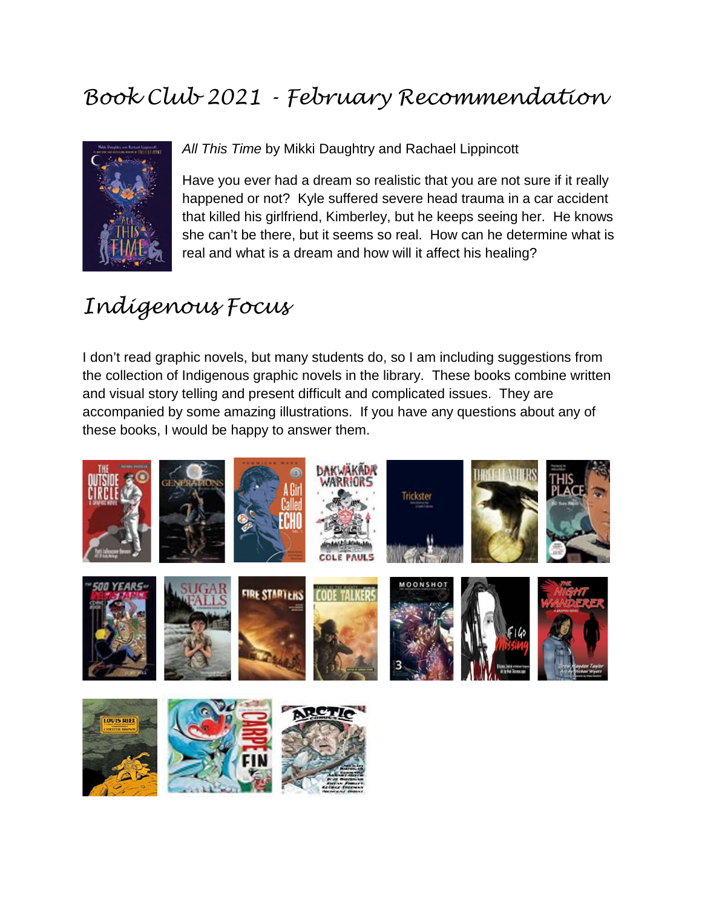# Book Club 2021 - February Recommendation

*All This Time* by Mikki Daughtry and Rachael Lippincott

Have you ever had a dream so realistic that you are not sure if it really happened or not? Kyle suffered severe head trauma in a car accident that killed his girlfriend, Kimberley, but he keeps seeing her. He knows she can't be there, but it seems so real. How can he determine what is real and what is a dream and how will it affect his healing?

# Indigenous Focus

I don't read graphic novels, but many students do, so I am including suggestions from the collection of Indigenous graphic novels in the library. These books combine written and visual story telling and present difficult and complicated issues. They are accompanied by some amazing illustrations. If you have any questions about any of these books, I would be happy to answer them.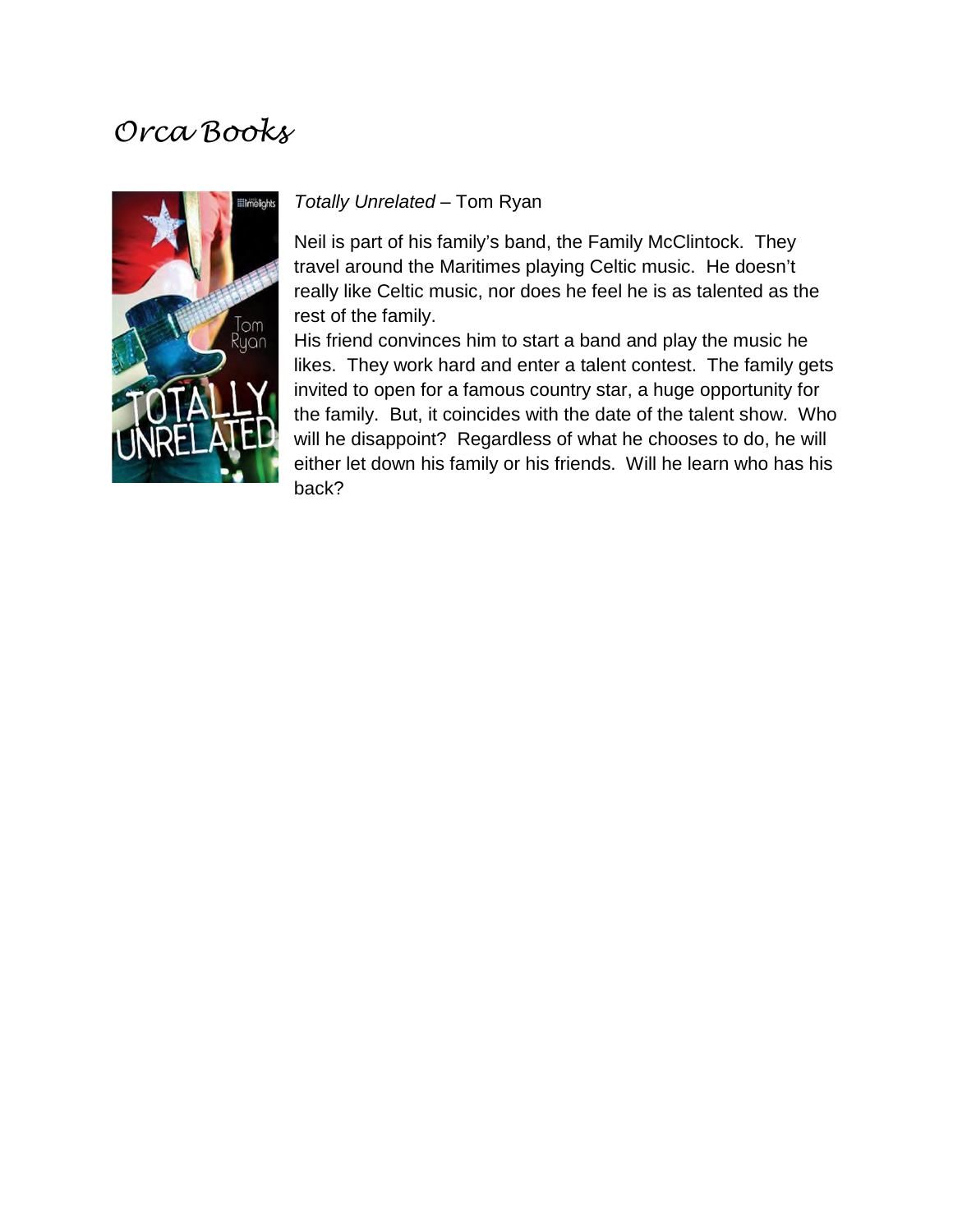# Orca Books

*Totally Unrelated* – Tom Ryan

Neil is part of his family's band, the Family McClintock. They travel around the Maritimes playing Celtic music. He doesn't really like Celtic music, nor does he feel he is as talented as the rest of the family.

His friend convinces him to start a band and play the music he likes. They work hard and enter a talent contest. The family gets invited to open for a famous country star, a huge opportunity for the family. But, it coincides with the date of the talent show. Who will he disappoint? Regardless of what he chooses to do, he will either let down his family or his friends. Will he learn who has his back?